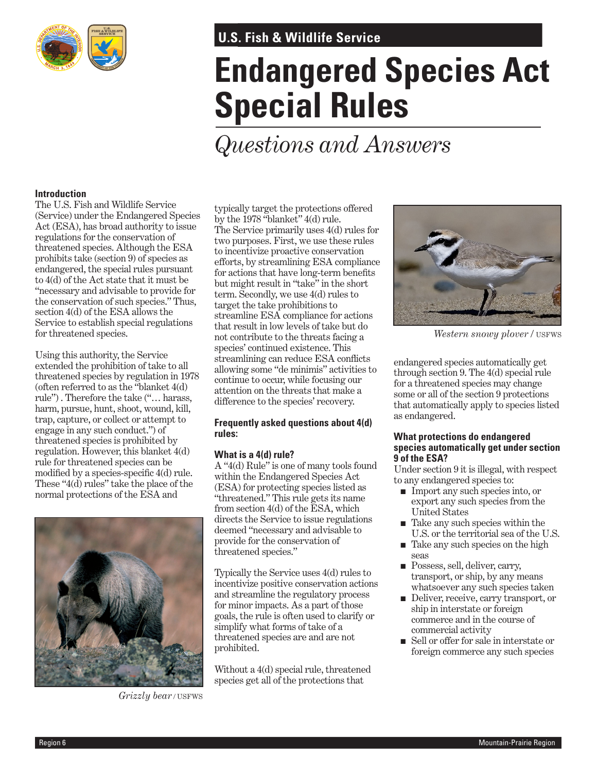U.S. Fish & Wildlife Service

# Endangered Species Act Special Rules

## *Questions and Answers*

**Introduction**

The U.S. Fish and Wildlife Service (Service) under the Endangered Species Act (ESA), has broad authority to issue regulations for the conservation of threatened species. Although the ESA prohibits take (section 9) of species as endangered, the special rules pursuant to 4(d) of the Act state that it must be "necessary and advisable to provide for the conservation of such species." Thus, section 4(d) of the ESA allows the Service to establish special regulations for threatened species.

Using this authority, the Service extended the prohibition of take to all threatened species by regulation in 1978 (often referred to as the "blanket 4(d) rule") . Therefore the take ("… harass, harm, pursue, hunt, shoot, wound, kill, trap, capture, or collect or attempt to engage in any such conduct.") of threatened species is prohibited by regulation. However, this blanket 4(d) rule for threatened species can be modified by a species-specific 4(d) rule. These "4(d) rules" take the place of the normal protections of the ESA and typically target the protections offered by the 1978 "blanket" 4(d) rule. The Service primarily uses 4(d) rules for two purposes. First, we use these rules to incentivize proactive conservation efforts, by streamlining ESA compliance for actions that have long-term benefits but might result in "take" in the short term. Secondly, we use 4(d) rules to target the take prohibitions to streamline ESA compliance for actions that result in low levels of take but do not contribute to the threats facing a species' continued existence. This streamlining can reduce ESA conflicts allowing some "de minimis" activities to continue to occur, while focusing our attention on the threats that make a difference to the species' recovery.

*Grizzly bear* / USFWS

**Frequently asked questions about 4(d) rules:**

**What is a 4(d) rule?**

A "4(d) Rule" is one of many tools found within the Endangered Species Act (ESA) for protecting species listed as "threatened." This rule gets its name from section 4(d) of the ESA, which directs the Service to issue regulations deemed "necessary and advisable to provide for the conservation of threatened species."

Typically the Service uses 4(d) rules to incentivize positive conservation actions and streamline the regulatory process for minor impacts. As a part of those goals, the rule is often used to clarify or simplify what forms of take of a threatened species are and are not prohibited.

Without a 4(d) special rule, threatened species get all of the protections that endangered species automatically get through section 9. The 4(d) special rule for a threatened species may change some or all of the section 9 protections that automatically apply to species listed as endangered.

*Western snowy plover* / USFWS

**What protections do endangered species automatically get under section 9 of the ESA?**

Under section 9 it is illegal, with respect to any endangered species to:

- Import any such species into, or export any such species from the United States
- Take any such species within the U.S. or the territorial sea of the U.S.
- Take any such species on the high seas
- Possess, sell, deliver, carry, transport, or ship, by any means whatsoever any such species taken
- Deliver, receive, carry transport, or ship in interstate or foreign commerce and in the course of commercial activity
- Sell or offer for sale in interstate or foreign commerce any such species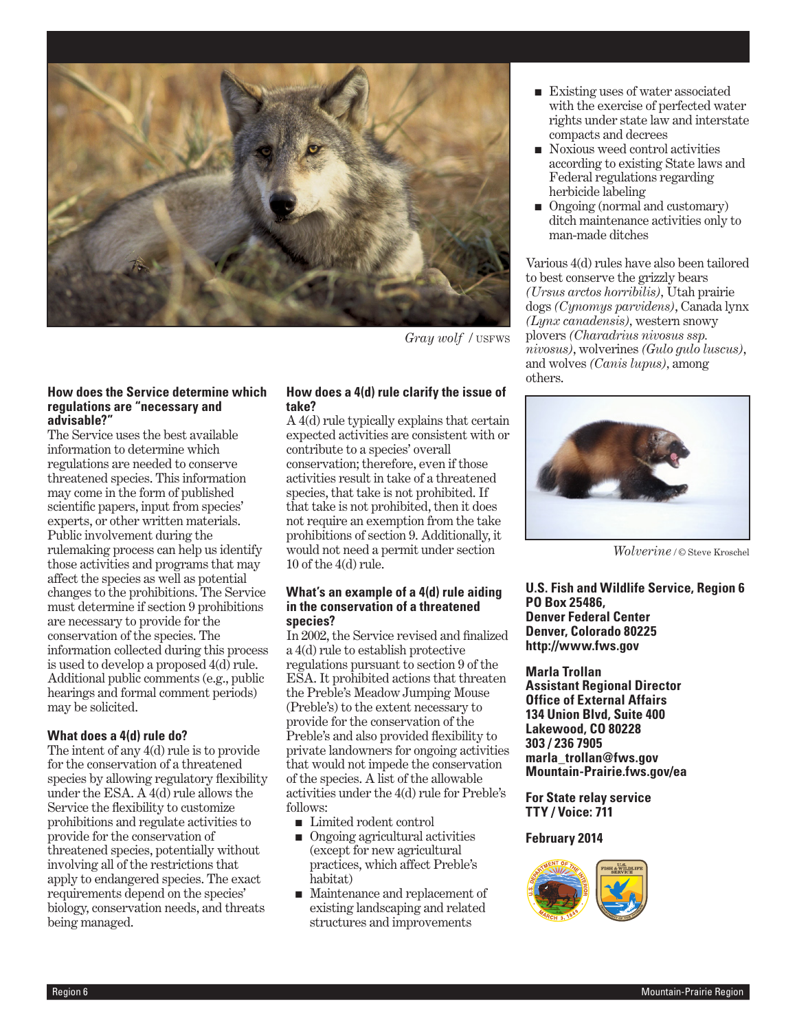*Gray wolf* / USFWS

### How does the Service determine which regulations are "necessary and advisable?"

The Service uses the best available information to determine which regulations are needed to conserve threatened species. This information may come in the form of published scientific papers, input from species' experts, or other written materials. Public involvement during the rulemaking process can help us identify those activities and programs that may affect the species as well as potential changes to the prohibitions. The Service must determine if section 9 prohibitions are necessary to provide for the conservation of the species. The information collected during this process is used to develop a proposed 4(d) rule. Additional public comments (e.g., public hearings and formal comment periods) may be solicited.

### What does a 4(d) rule do?

The intent of any 4(d) rule is to provide for the conservation of a threatened species by allowing regulatory flexibility under the ESA. A 4(d) rule allows the Service the flexibility to customize prohibitions and regulate activities to provide for the conservation of threatened species, potentially without involving all of the restrictions that apply to endangered species. The exact requirements depend on the species' biology, conservation needs, and threats being managed.

### How does a 4(d) rule clarify the issue of take?

A 4(d) rule typically explains that certain expected activities are consistent with or contribute to a species' overall conservation; therefore, even if those activities result in take of a threatened species, that take is not prohibited. If that take is not prohibited, then it does not require an exemption from the take prohibitions of section 9. Additionally, it would not need a permit under section 10 of the 4(d) rule.

### What's an example of a 4(d) rule aiding in the conservation of a threatened species?

In 2002, the Service revised and finalized a 4(d) rule to establish protective regulations pursuant to section 9 of the ESA. It prohibited actions that threaten the Preble's Meadow Jumping Mouse (Preble's) to the extent necessary to provide for the conservation of the Preble's and also provided flexibility to private landowners for ongoing activities that would not impede the conservation of the species. A list of the allowable activities under the 4(d) rule for Preble's follows:

- Limited rodent control
- Ongoing agricultural activities (except for new agricultural practices, which affect Preble's habitat)
- Maintenance and replacement of existing landscaping and related structures and improvements
- Existing uses of water associated with the exercise of perfected water rights under state law and interstate compacts and decrees
- Noxious weed control activities according to existing State laws and Federal regulations regarding herbicide labeling
- Ongoing (normal and customary) ditch maintenance activities only to man-made ditches

Various 4(d) rules have also been tailored to best conserve the grizzly bears *(Ursus arctos horribilis)*, Utah prairie dogs *(Cynomys parvidens)*, Canada lynx *(Lynx canadensis)*, western snowy plovers *(Charadrius nivosus ssp. nivosus)*, wolverines *(Gulo gulo luscus)*, and wolves *(Canis lupus)*, among others.

*Wolverine* / © Steve Kroschel

**U.S. Fish and Wildlife Service, Region 6**
**PO Box 25486,**
**Denver Federal Center**
**Denver, Colorado 80225**
**http://www.fws.gov**

**Marla Trollan**
**Assistant Regional Director**
**Office of External Affairs**
**134 Union Blvd, Suite 400**
**Lakewood, CO 80228**
**303 / 236 7905**
**marla_trollan@fws.gov**
**Mountain-Prairie.fws.gov/ea**

**For State relay service**
**TTY / Voice: 711**

**February 2014**